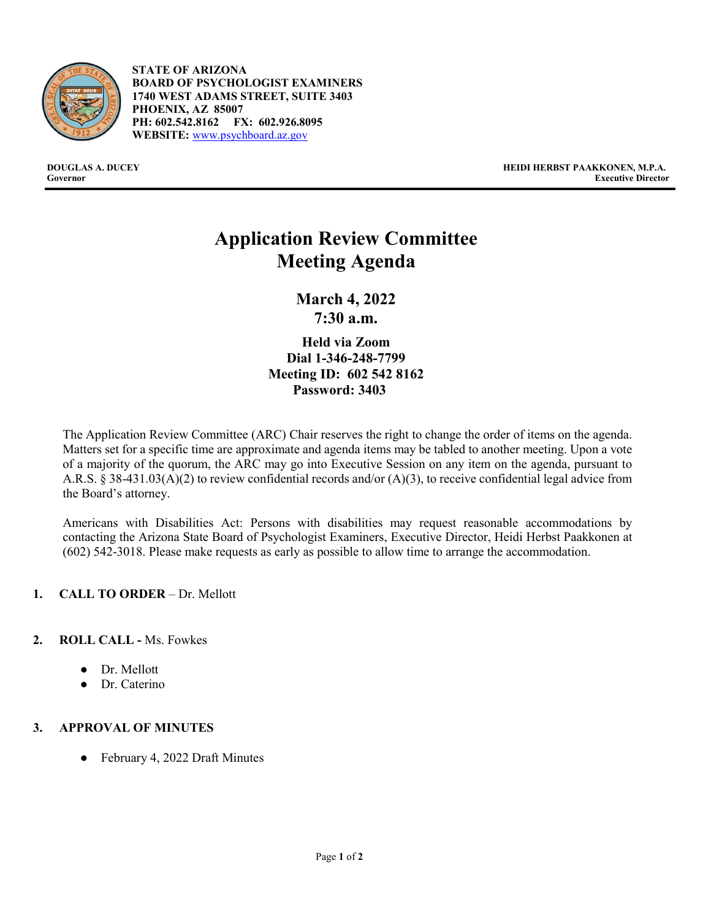**STATE OF ARIZONA**
**BOARD OF PSYCHOLOGIST EXAMINERS**
**1740 WEST ADAMS STREET, SUITE 3403**
**PHOENIX, AZ 85007**
**PH: 602.542.8162 FX: 602.926.8095**
**WEBSITE:** www.psychboard.az.gov

**DOUGLAS A. DUCEY**
**Governor**

**HEIDI HERBST PAAKKONEN, M.P.A.**
**Executive Director**

# Application Review Committee Meeting Agenda

## March 4, 2022
## 7:30 a.m.

### Held via Zoom
### Dial 1-346-248-7799
### Meeting ID: 602 542 8162
### Password: 3403

The Application Review Committee (ARC) Chair reserves the right to change the order of items on the agenda. Matters set for a specific time are approximate and agenda items may be tabled to another meeting. Upon a vote of a majority of the quorum, the ARC may go into Executive Session on any item on the agenda, pursuant to A.R.S. § 38-431.03(A)(2) to review confidential records and/or (A)(3), to receive confidential legal advice from the Board's attorney.

Americans with Disabilities Act: Persons with disabilities may request reasonable accommodations by contacting the Arizona State Board of Psychologist Examiners, Executive Director, Heidi Herbst Paakkonen at (602) 542-3018. Please make requests as early as possible to allow time to arrange the accommodation.

1. **CALL TO ORDER** – Dr. Mellott

2. **ROLL CALL -** Ms. Fowkes
   - Dr. Mellott
   - Dr. Caterino

3. **APPROVAL OF MINUTES**
   - February 4, 2022 Draft Minutes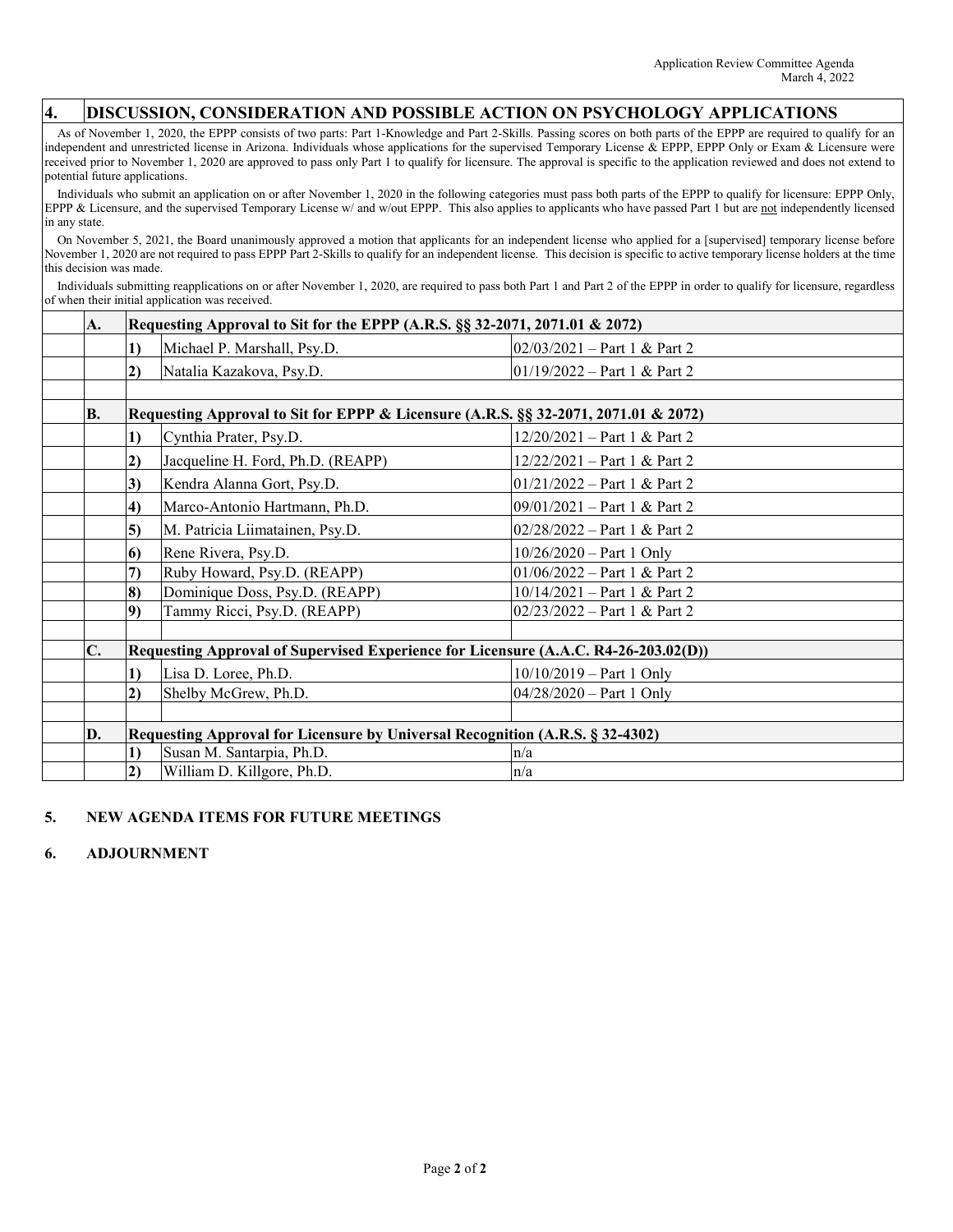## 4. DISCUSSION, CONSIDERATION AND POSSIBLE ACTION ON PSYCHOLOGY APPLICATIONS

As of November 1, 2020, the EPPP consists of two parts: Part 1-Knowledge and Part 2-Skills. Passing scores on both parts of the EPPP are required to qualify for an independent and unrestricted license in Arizona. Individuals whose applications for the supervised Temporary License & EPPP, EPPP Only or Exam & Licensure were received prior to November 1, 2020 are approved to pass only Part 1 to qualify for licensure. The approval is specific to the application reviewed and does not extend to potential future applications.

Individuals who submit an application on or after November 1, 2020 in the following categories must pass both parts of the EPPP to qualify for licensure: EPPP Only, EPPP & Licensure, and the supervised Temporary License w/ and w/out EPPP. This also applies to applicants who have passed Part 1 but are not independently licensed in any state.

On November 5, 2021, the Board unanimously approved a motion that applicants for an independent license who applied for a [supervised] temporary license before November 1, 2020 are not required to pass EPPP Part 2-Skills to qualify for an independent license. This decision is specific to active temporary license holders at the time this decision was made.

Individuals submitting reapplications on or after November 1, 2020, are required to pass both Part 1 and Part 2 of the EPPP in order to qualify for licensure, regardless of when their initial application was received.

| | | | | |
|---|---|---|---|---|
| | **A.** | **Requesting Approval to Sit for the EPPP (A.R.S. §§ 32-2071, 2071.01 & 2072)** | | |
| | | **1)** | Michael P. Marshall, Psy.D. | 02/03/2021 – Part 1 & Part 2 |
| | | **2)** | Natalia Kazakova, Psy.D. | 01/19/2022 – Part 1 & Part 2 |
| | | | | |
| | **B.** | **Requesting Approval to Sit for EPPP & Licensure (A.R.S. §§ 32-2071, 2071.01 & 2072)** | | |
| | | **1)** | Cynthia Prater, Psy.D. | 12/20/2021 – Part 1 & Part 2 |
| | | **2)** | Jacqueline H. Ford, Ph.D. (REAPP) | 12/22/2021 – Part 1 & Part 2 |
| | | **3)** | Kendra Alanna Gort, Psy.D. | 01/21/2022 – Part 1 & Part 2 |
| | | **4)** | Marco-Antonio Hartmann, Ph.D. | 09/01/2021 – Part 1 & Part 2 |
| | | **5)** | M. Patricia Liimatainen, Psy.D. | 02/28/2022 – Part 1 & Part 2 |
| | | **6)** | Rene Rivera, Psy.D. | 10/26/2020 – Part 1 Only |
| | | **7)** | Ruby Howard, Psy.D. (REAPP) | 01/06/2022 – Part 1 & Part 2 |
| | | **8)** | Dominique Doss, Psy.D. (REAPP) | 10/14/2021 – Part 1 & Part 2 |
| | | **9)** | Tammy Ricci, Psy.D. (REAPP) | 02/23/2022 – Part 1 & Part 2 |
| | | | | |
| | **C.** | **Requesting Approval of Supervised Experience for Licensure (A.A.C. R4-26-203.02(D))** | | |
| | | **1)** | Lisa D. Loree, Ph.D. | 10/10/2019 – Part 1 Only |
| | | **2)** | Shelby McGrew, Ph.D. | 04/28/2020 – Part 1 Only |
| | | | | |
| | **D.** | **Requesting Approval for Licensure by Universal Recognition (A.R.S. § 32-4302)** | | |
| | | **1)** | Susan M. Santarpia, Ph.D. | n/a |
| | | **2)** | William D. Killgore, Ph.D. | n/a |

## 5. NEW AGENDA ITEMS FOR FUTURE MEETINGS

## 6. ADJOURNMENT